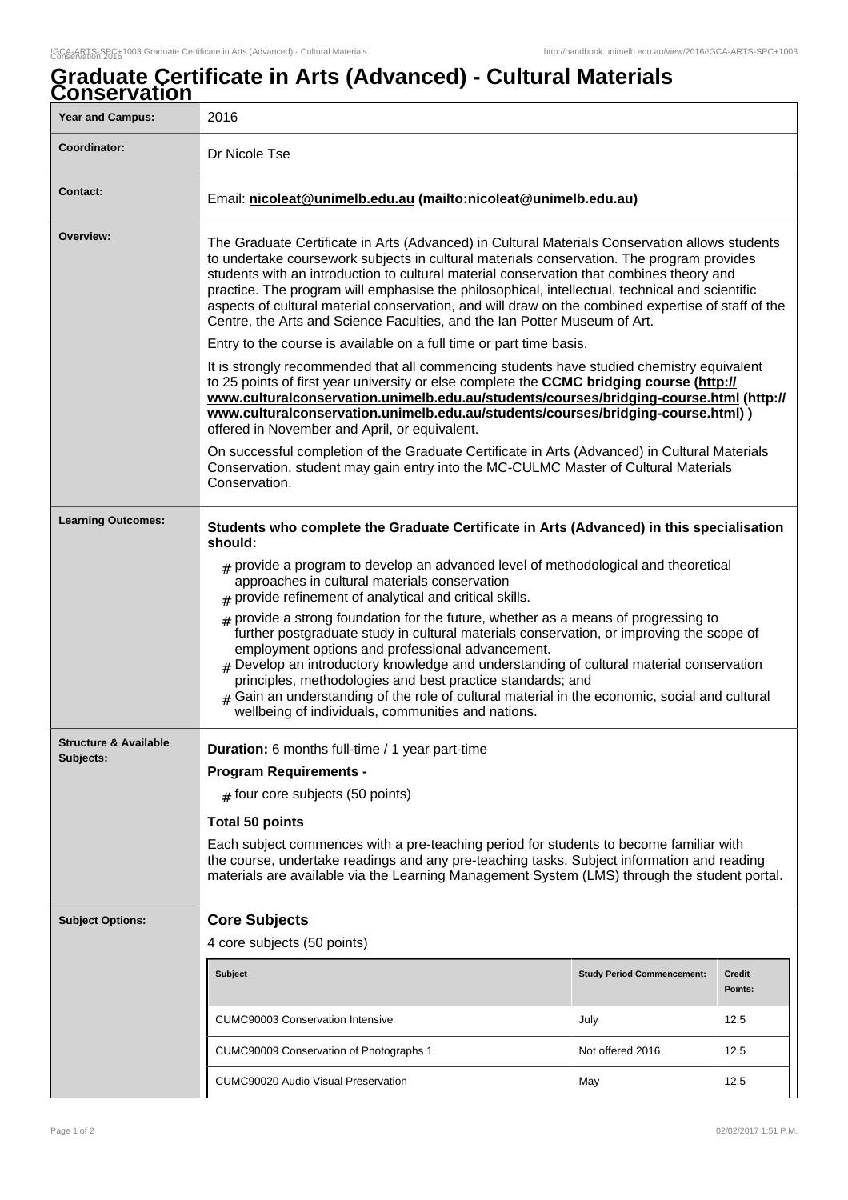# Graduate Certificate in Arts (Advanced) - Cultural Materials Conservation

| | |
|---|---|
| **Year and Campus:** | 2016 |
| **Coordinator:** | Dr Nicole Tse |
| **Contact:** | Email: **nicoleat@unimelb.edu.au (mailto:nicoleat@unimelb.edu.au)** |
| **Overview:** | The Graduate Certificate in Arts (Advanced) in Cultural Materials Conservation allows students to undertake coursework subjects in cultural materials conservation. The program provides students with an introduction to cultural material conservation that combines theory and practice. The program will emphasise the philosophical, intellectual, technical and scientific aspects of cultural material conservation, and will draw on the combined expertise of staff of the Centre, the Arts and Science Faculties, and the Ian Potter Museum of Art.<br><br>Entry to the course is available on a full time or part time basis.<br><br>It is strongly recommended that all commencing students have studied chemistry equivalent to 25 points of first year university or else complete the **CCMC bridging course (http://www.culturalconservation.unimelb.edu.au/students/courses/bridging-course.html (http://www.culturalconservation.unimelb.edu.au/students/courses/bridging-course.html) )** offered in November and April, or equivalent.<br><br>On successful completion of the Graduate Certificate in Arts (Advanced) in Cultural Materials Conservation, student may gain entry into the MC-CULMC Master of Cultural Materials Conservation. |
| **Learning Outcomes:** | **Students who complete the Graduate Certificate in Arts (Advanced) in this specialisation should:**<br><br># provide a program to develop an advanced level of methodological and theoretical approaches in cultural materials conservation<br># provide refinement of analytical and critical skills.<br># provide a strong foundation for the future, whether as a means of progressing to further postgraduate study in cultural materials conservation, or improving the scope of employment options and professional advancement.<br># Develop an introductory knowledge and understanding of cultural material conservation principles, methodologies and best practice standards; and<br># Gain an understanding of the role of cultural material in the economic, social and cultural wellbeing of individuals, communities and nations. |
| **Structure & Available Subjects:** | **Duration:** 6 months full-time / 1 year part-time<br><br>**Program Requirements -**<br><br># four core subjects (50 points)<br><br>**Total 50 points**<br><br>Each subject commences with a pre-teaching period for students to become familiar with the course, undertake readings and any pre-teaching tasks. Subject information and reading materials are available via the Learning Management System (LMS) through the student portal. |
| **Subject Options:** | **Core Subjects**<br><br>4 core subjects (50 points) |

| Subject | Study Period Commencement: | Credit Points: |
|---|---|---|
| CUMC90003 Conservation Intensive | July | 12.5 |
| CUMC90009 Conservation of Photographs 1 | Not offered 2016 | 12.5 |
| CUMC90020 Audio Visual Preservation | May | 12.5 |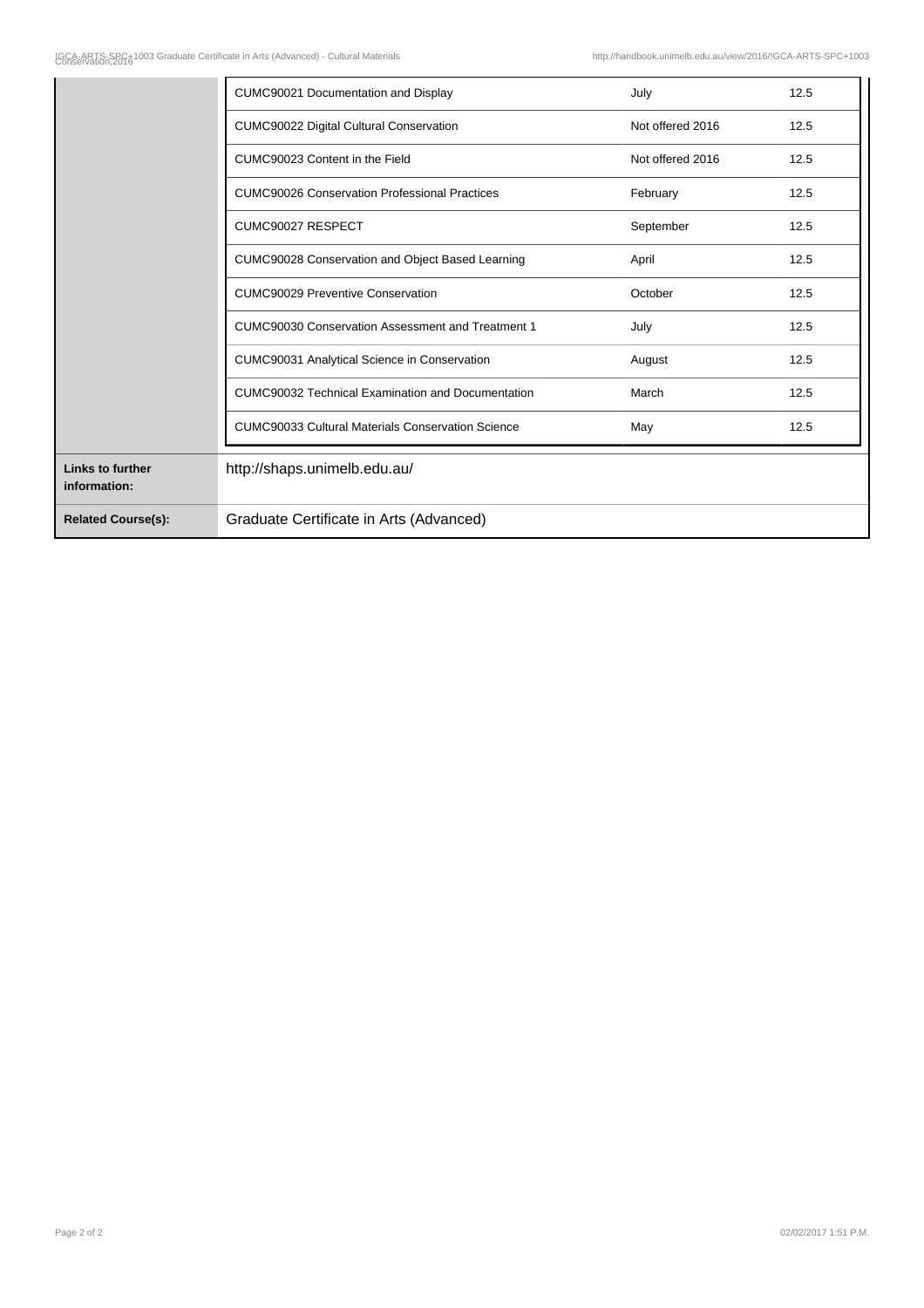| | | | |
|---|---|---|---|
| | CUMC90021 Documentation and Display | July | 12.5 |
| | CUMC90022 Digital Cultural Conservation | Not offered 2016 | 12.5 |
| | CUMC90023 Content in the Field | Not offered 2016 | 12.5 |
| | CUMC90026 Conservation Professional Practices | February | 12.5 |
| | CUMC90027 RESPECT | September | 12.5 |
| | CUMC90028 Conservation and Object Based Learning | April | 12.5 |
| | CUMC90029 Preventive Conservation | October | 12.5 |
| | CUMC90030 Conservation Assessment and Treatment 1 | July | 12.5 |
| | CUMC90031 Analytical Science in Conservation | August | 12.5 |
| | CUMC90032 Technical Examination and Documentation | March | 12.5 |
| | CUMC90033 Cultural Materials Conservation Science | May | 12.5 |
| **Links to further information:** | http://shaps.unimelb.edu.au/ | | |
| **Related Course(s):** | Graduate Certificate in Arts (Advanced) | | |